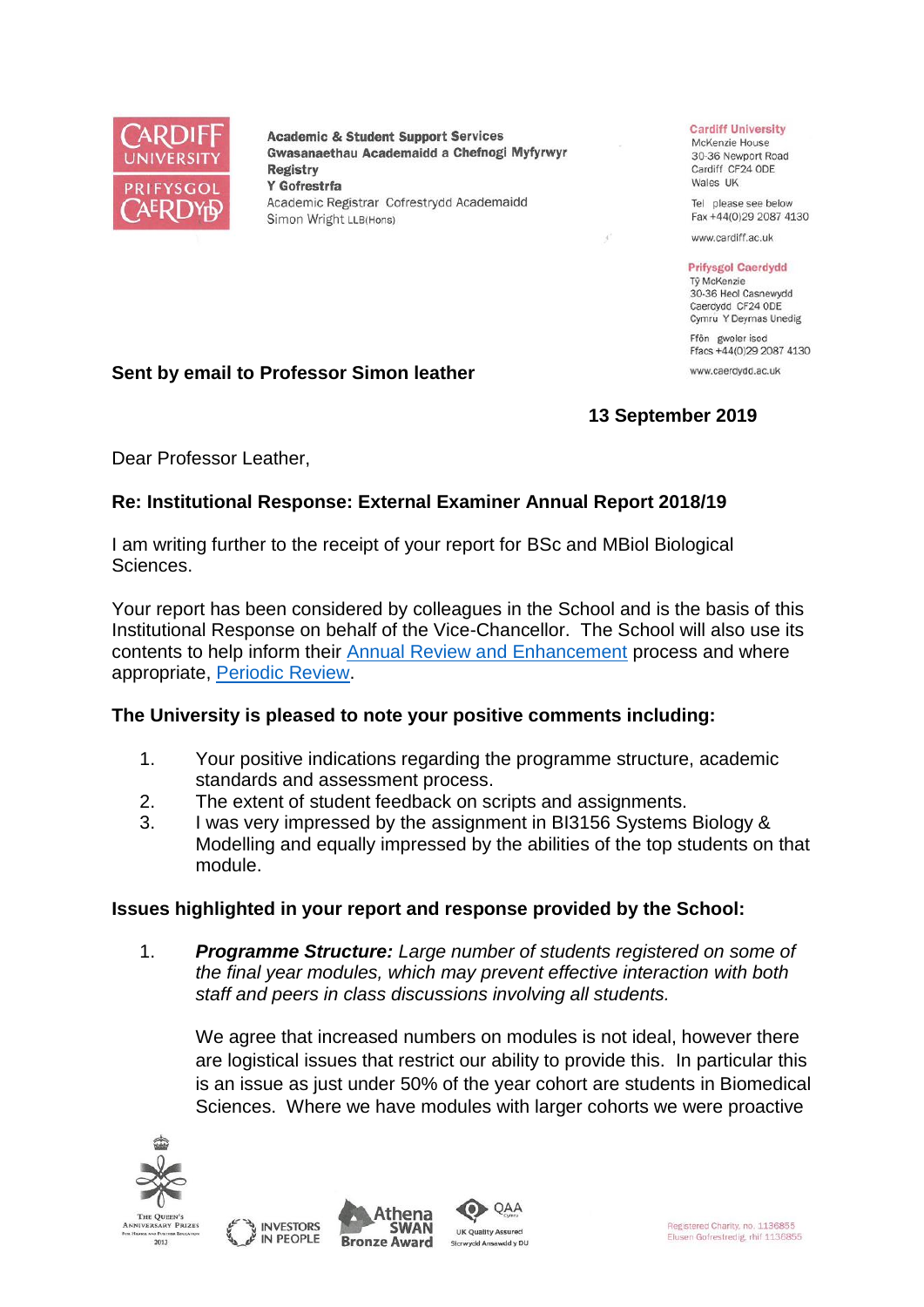Academic & Student Support Services
Gwasanaethau Academaidd a Chefnogi Myfyrwyr
Registry
Y Gofrestrfa
Academic Registrar Cofrestrydd Academaidd
Simon Wright LLB(Hons)

Cardiff University
McKenzie House
30-36 Newport Road
Cardiff CF24 0DE
Wales UK

Tel please see below
Fax +44(0)29 2087 4130

www.cardiff.ac.uk

Prifysgol Caerdydd
Tŷ McKenzie
30-36 Heol Casnewydd
Caerdydd CF24 0DE
Cymru Y Deyrnas Unedig

Ffôn gweler isod
Ffacs +44(0)29 2087 4130

www.caerdydd.ac.uk

**Sent by email to Professor Simon leather**

**13 September 2019**

Dear Professor Leather,

**Re: Institutional Response: External Examiner Annual Report 2018/19**

I am writing further to the receipt of your report for BSc and MBiol Biological Sciences.

Your report has been considered by colleagues in the School and is the basis of this Institutional Response on behalf of the Vice-Chancellor. The School will also use its contents to help inform their Annual Review and Enhancement process and where appropriate, Periodic Review.

**The University is pleased to note your positive comments including:**

1. Your positive indications regarding the programme structure, academic standards and assessment process.
2. The extent of student feedback on scripts and assignments.
3. I was very impressed by the assignment in BI3156 Systems Biology & Modelling and equally impressed by the abilities of the top students on that module.

**Issues highlighted in your report and response provided by the School:**

1. ***Programme Structure:*** *Large number of students registered on some of the final year modules, which may prevent effective interaction with both staff and peers in class discussions involving all students.*

   We agree that increased numbers on modules is not ideal, however there are logistical issues that restrict our ability to provide this. In particular this is an issue as just under 50% of the year cohort are students in Biomedical Sciences. Where we have modules with larger cohorts we were proactive

Registered Charity, no. 1136855
Elusen Gofrestredig, rhif 1136855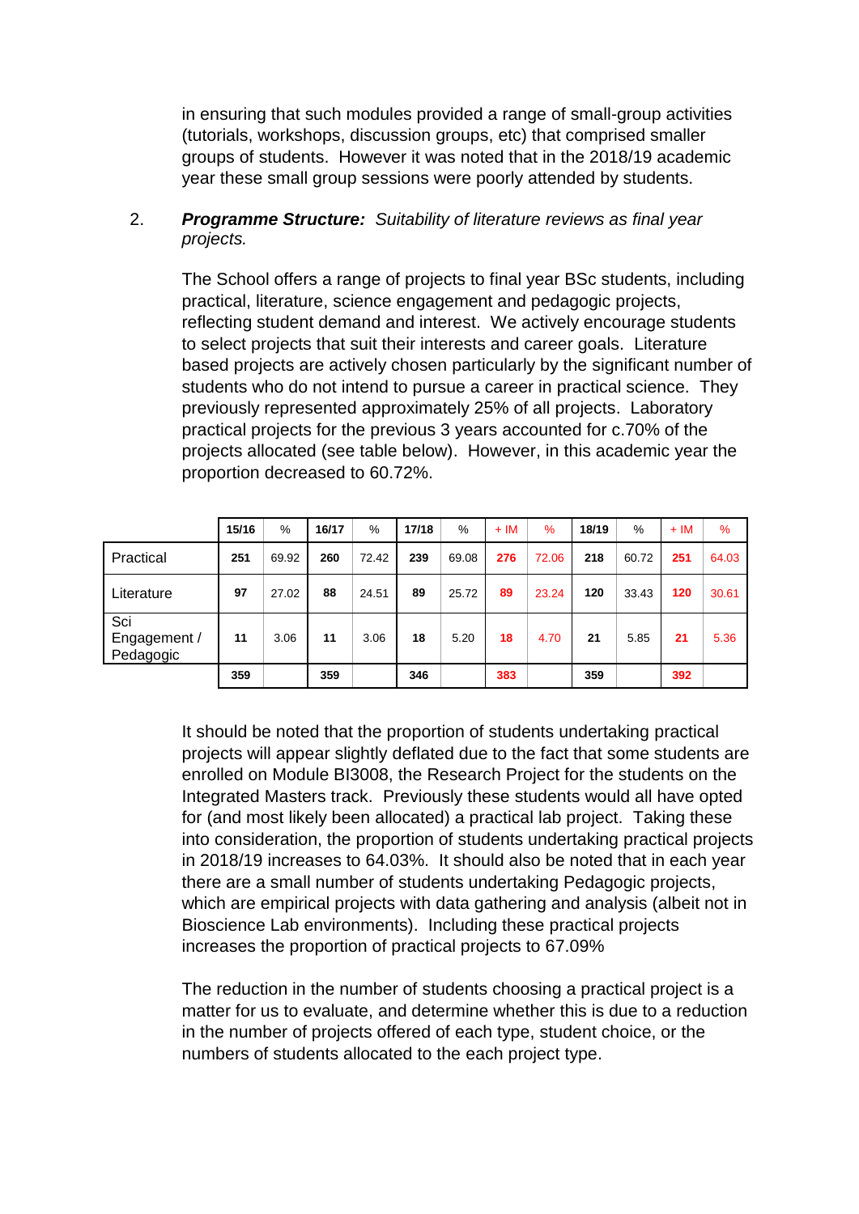in ensuring that such modules provided a range of small-group activities (tutorials, workshops, discussion groups, etc) that comprised smaller groups of students. However it was noted that in the 2018/19 academic year these small group sessions were poorly attended by students.

2. ***Programme Structure:*** *Suitability of literature reviews as final year projects.*

The School offers a range of projects to final year BSc students, including practical, literature, science engagement and pedagogic projects, reflecting student demand and interest. We actively encourage students to select projects that suit their interests and career goals. Literature based projects are actively chosen particularly by the significant number of students who do not intend to pursue a career in practical science. They previously represented approximately 25% of all projects. Laboratory practical projects for the previous 3 years accounted for c.70% of the projects allocated (see table below). However, in this academic year the proportion decreased to 60.72%.

| | 15/16 | % | 16/17 | % | 17/18 | % | + IM | % | 18/19 | % | + IM | % |
|---|---|---|---|---|---|---|---|---|---|---|---|---|
| Practical | 251 | 69.92 | 260 | 72.42 | 239 | 69.08 | 276 | 72.06 | 218 | 60.72 | 251 | 64.03 |
| Literature | 97 | 27.02 | 88 | 24.51 | 89 | 25.72 | 89 | 23.24 | 120 | 33.43 | 120 | 30.61 |
| Sci Engagement / Pedagogic | 11 | 3.06 | 11 | 3.06 | 18 | 5.20 | 18 | 4.70 | 21 | 5.85 | 21 | 5.36 |
| | 359 | | 359 | | 346 | | 383 | | 359 | | 392 | |

It should be noted that the proportion of students undertaking practical projects will appear slightly deflated due to the fact that some students are enrolled on Module BI3008, the Research Project for the students on the Integrated Masters track. Previously these students would all have opted for (and most likely been allocated) a practical lab project. Taking these into consideration, the proportion of students undertaking practical projects in 2018/19 increases to 64.03%. It should also be noted that in each year there are a small number of students undertaking Pedagogic projects, which are empirical projects with data gathering and analysis (albeit not in Bioscience Lab environments). Including these practical projects increases the proportion of practical projects to 67.09%

The reduction in the number of students choosing a practical project is a matter for us to evaluate, and determine whether this is due to a reduction in the number of projects offered of each type, student choice, or the numbers of students allocated to the each project type.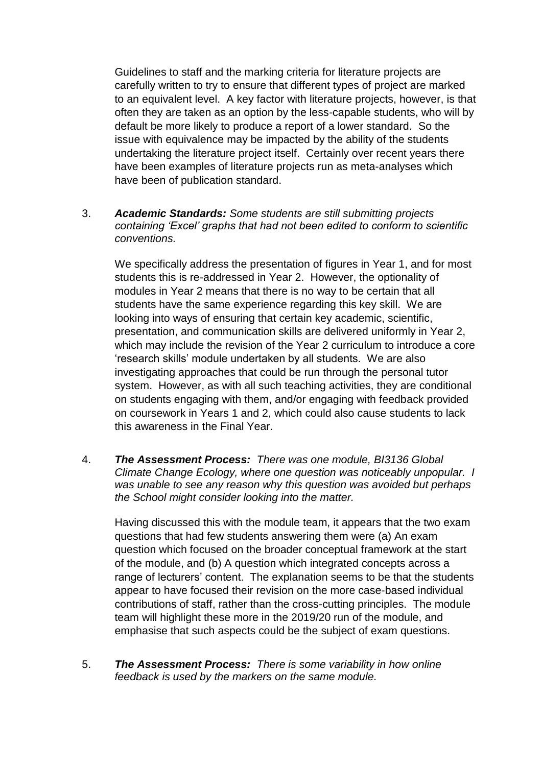Guidelines to staff and the marking criteria for literature projects are carefully written to try to ensure that different types of project are marked to an equivalent level. A key factor with literature projects, however, is that often they are taken as an option by the less-capable students, who will by default be more likely to produce a report of a lower standard. So the issue with equivalence may be impacted by the ability of the students undertaking the literature project itself. Certainly over recent years there have been examples of literature projects run as meta-analyses which have been of publication standard.

3. ***Academic Standards:*** *Some students are still submitting projects containing 'Excel' graphs that had not been edited to conform to scientific conventions.*

   We specifically address the presentation of figures in Year 1, and for most students this is re-addressed in Year 2. However, the optionality of modules in Year 2 means that there is no way to be certain that all students have the same experience regarding this key skill. We are looking into ways of ensuring that certain key academic, scientific, presentation, and communication skills are delivered uniformly in Year 2, which may include the revision of the Year 2 curriculum to introduce a core 'research skills' module undertaken by all students. We are also investigating approaches that could be run through the personal tutor system. However, as with all such teaching activities, they are conditional on students engaging with them, and/or engaging with feedback provided on coursework in Years 1 and 2, which could also cause students to lack this awareness in the Final Year.

4. ***The Assessment Process:*** *There was one module, BI3136 Global Climate Change Ecology, where one question was noticeably unpopular. I was unable to see any reason why this question was avoided but perhaps the School might consider looking into the matter.*

   Having discussed this with the module team, it appears that the two exam questions that had few students answering them were (a) An exam question which focused on the broader conceptual framework at the start of the module, and (b) A question which integrated concepts across a range of lecturers' content. The explanation seems to be that the students appear to have focused their revision on the more case-based individual contributions of staff, rather than the cross-cutting principles. The module team will highlight these more in the 2019/20 run of the module, and emphasise that such aspects could be the subject of exam questions.

5. ***The Assessment Process:*** *There is some variability in how online feedback is used by the markers on the same module.*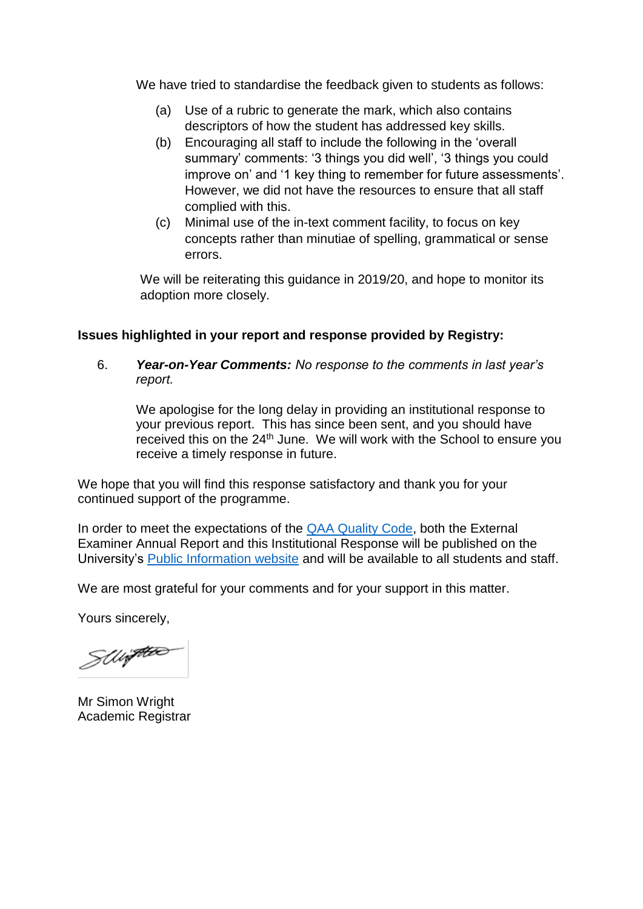We have tried to standardise the feedback given to students as follows:

(a) Use of a rubric to generate the mark, which also contains descriptors of how the student has addressed key skills.
(b) Encouraging all staff to include the following in the 'overall summary' comments: '3 things you did well', '3 things you could improve on' and '1 key thing to remember for future assessments'. However, we did not have the resources to ensure that all staff complied with this.
(c) Minimal use of the in-text comment facility, to focus on key concepts rather than minutiae of spelling, grammatical or sense errors.

We will be reiterating this guidance in 2019/20, and hope to monitor its adoption more closely.

**Issues highlighted in your report and response provided by Registry:**

6. ***Year-on-Year Comments:*** *No response to the comments in last year's report.*

   We apologise for the long delay in providing an institutional response to your previous report. This has since been sent, and you should have received this on the 24th June. We will work with the School to ensure you receive a timely response in future.

We hope that you will find this response satisfactory and thank you for your continued support of the programme.

In order to meet the expectations of the [QAA Quality Code](), both the External Examiner Annual Report and this Institutional Response will be published on the University's [Public Information website]() and will be available to all students and staff.

We are most grateful for your comments and for your support in this matter.

Yours sincerely,

Mr Simon Wright
Academic Registrar